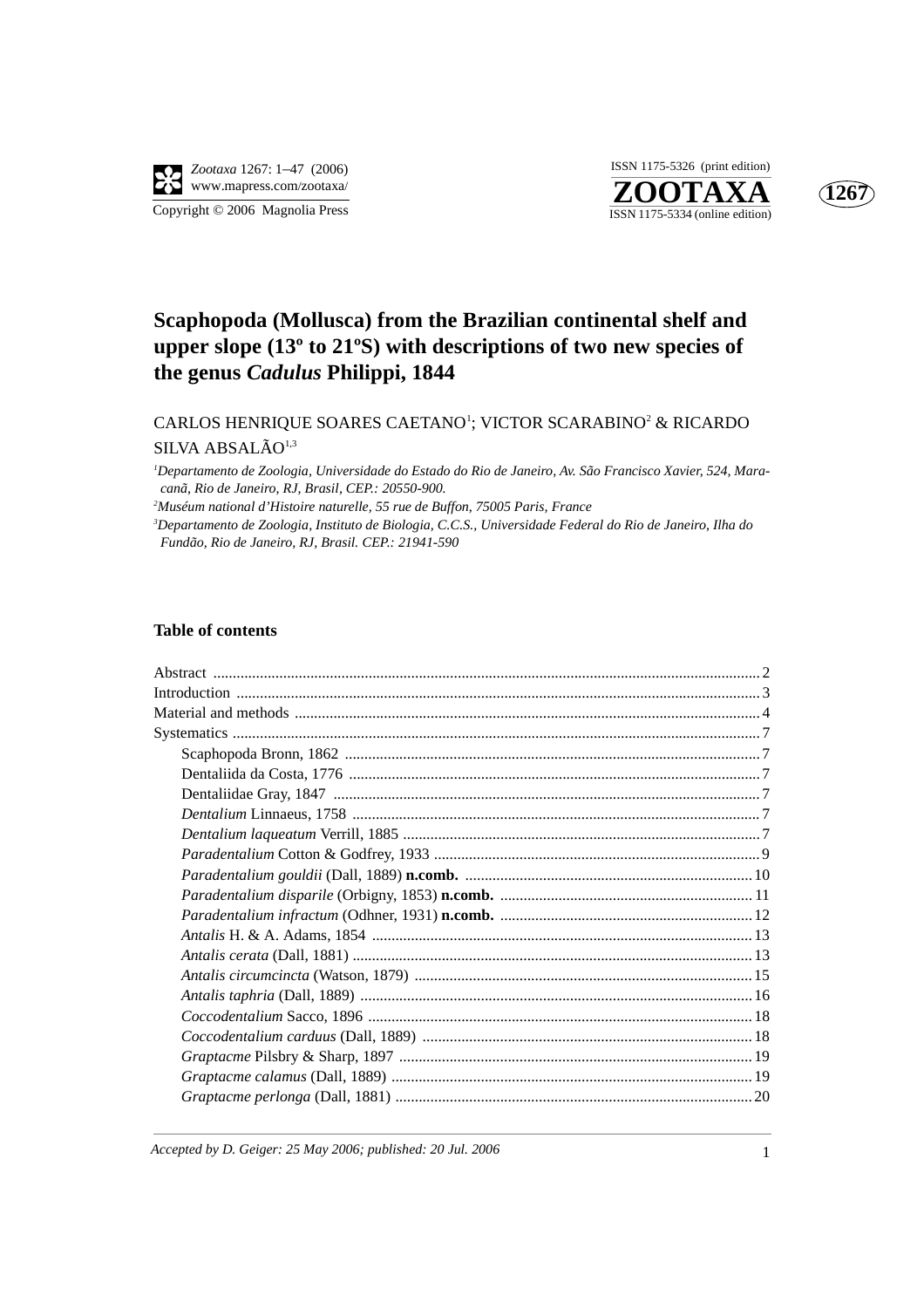# Scaphopoda (Mollusca) from the Brazilian continental shelf and upper slope (13º to 21ºS) with descriptions of two new species of the genus *Cadulus* Philippi, 1844

CARLOS HENRIQUE SOARES CAETANO[1]; VICTOR SCARABINO[2] & RICARDO SILVA ABSALÃO[1,3]

[1] *Departamento de Zoologia, Universidade do Estado do Rio de Janeiro, Av. São Francisco Xavier, 524, Maracanã, Rio de Janeiro, RJ, Brasil, CEP.: 20550-900.*

[2] *Muséum national d'Histoire naturelle, 55 rue de Buffon, 75005 Paris, France*

[3] *Departamento de Zoologia, Instituto de Biologia, C.C.S., Universidade Federal do Rio de Janeiro, Ilha do Fundão, Rio de Janeiro, RJ, Brasil. CEP.: 21941-590*

## Table of contents

Abstract ..... 2
Introduction ..... 3
Material and methods ..... 4
Systematics ..... 7
- Scaphopoda Bronn, 1862 ..... 7
- Dentaliida da Costa, 1776 ..... 7
- Dentaliidae Gray, 1847 ..... 7
- *Dentalium* Linnaeus, 1758 ..... 7
- *Dentalium laqueatum* Verrill, 1885 ..... 7
- *Paradentalium* Cotton & Godfrey, 1933 ..... 9
- *Paradentalium gouldii* (Dall, 1889) **n.comb.** ..... 10
- *Paradentalium disparile* (Orbigny, 1853) **n.comb.** ..... 11
- *Paradentalium infractum* (Odhner, 1931) **n.comb.** ..... 12
- *Antalis* H. & A. Adams, 1854 ..... 13
- *Antalis cerata* (Dall, 1881) ..... 13
- *Antalis circumcincta* (Watson, 1879) ..... 15
- *Antalis taphria* (Dall, 1889) ..... 16
- *Coccodentalium* Sacco, 1896 ..... 18
- *Coccodentalium carduus* (Dall, 1889) ..... 18
- *Graptacme* Pilsbry & Sharp, 1897 ..... 19
- *Graptacme calamus* (Dall, 1889) ..... 19
- *Graptacme perlonga* (Dall, 1881) ..... 20

*Accepted by D. Geiger: 25 May 2006; published: 20 Jul. 2006*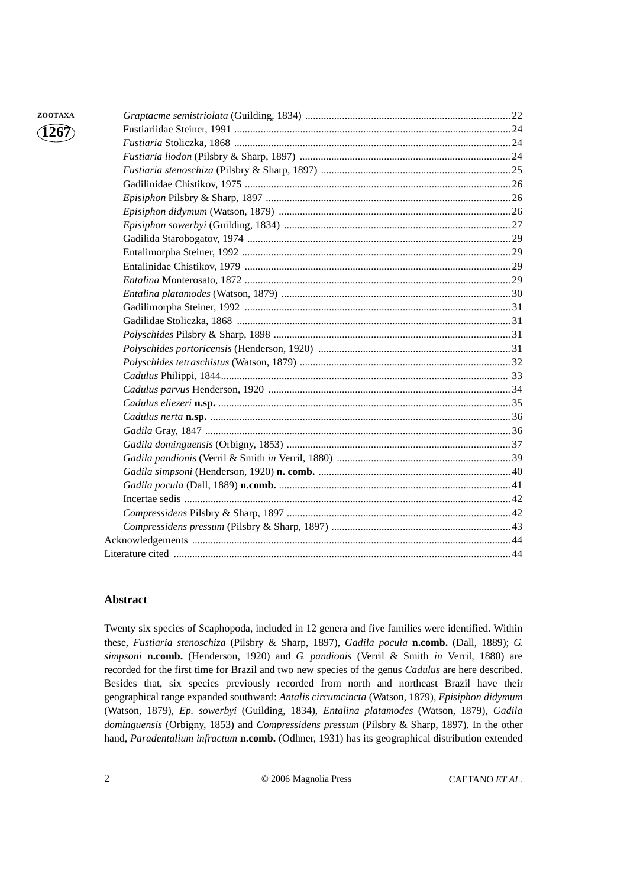*Graptacme semistriolata* (Guilding, 1834) .......... 22
Fustiariidae Steiner, 1991 .......... 24
*Fustiaria* Stoliczka, 1868 .......... 24
*Fustiaria liodon* (Pilsbry & Sharp, 1897) .......... 24
*Fustiaria stenoschiza* (Pilsbry & Sharp, 1897) .......... 25
Gadilinidae Chistikov, 1975 .......... 26
*Episiphon* Pilsbry & Sharp, 1897 .......... 26
*Episiphon didymum* (Watson, 1879) .......... 26
*Episiphon sowerbyi* (Guilding, 1834) .......... 27
Gadilida Starobogatov, 1974 .......... 29
Entalimorpha Steiner, 1992 .......... 29
Entalinidae Chistikov, 1979 .......... 29
*Entalina* Monterosato, 1872 .......... 29
*Entalina platamodes* (Watson, 1879) .......... 30
Gadilimorpha Steiner, 1992 .......... 31
Gadilidae Stoliczka, 1868 .......... 31
*Polyschides* Pilsbry & Sharp, 1898 .......... 31
*Polyschides portoricensis* (Henderson, 1920) .......... 31
*Polyschides tetraschistus* (Watson, 1879) .......... 32
*Cadulus* Philippi, 1844 .......... 33
*Cadulus parvus* Henderson, 1920 .......... 34
*Cadulus eliezeri* **n.sp.** .......... 35
*Cadulus nerta* **n.sp.** .......... 36
*Gadila* Gray, 1847 .......... 36
*Gadila dominguensis* (Orbigny, 1853) .......... 37
*Gadila pandionis* (Verril & Smith *in* Verril, 1880) .......... 39
*Gadila simpsoni* (Henderson, 1920) **n. comb.** .......... 40
*Gadila pocula* (Dall, 1889) **n.comb.** .......... 41
Incertae sedis .......... 42
*Compressidens* Pilsbry & Sharp, 1897 .......... 42
*Compressidens pressum* (Pilsbry & Sharp, 1897) .......... 43
Acknowledgements .......... 44
Literature cited .......... 44

## Abstract

Twenty six species of Scaphopoda, included in 12 genera and five families were identified. Within these, *Fustiaria stenoschiza* (Pilsbry & Sharp, 1897), *Gadila pocula* **n.comb.** (Dall, 1889); *G. simpsoni* **n.comb.** (Henderson, 1920) and *G. pandionis* (Verril & Smith *in* Verril, 1880) are recorded for the first time for Brazil and two new species of the genus *Cadulus* are here described. Besides that, six species previously recorded from north and northeast Brazil have their geographical range expanded southward: *Antalis circumcincta* (Watson, 1879), *Episiphon didymum* (Watson, 1879), *Ep. sowerbyi* (Guilding, 1834), *Entalina platamodes* (Watson, 1879), *Gadila dominguensis* (Orbigny, 1853) and *Compressidens pressum* (Pilsbry & Sharp, 1897). In the other hand, *Paradentalium infractum* **n.comb.** (Odhner, 1931) has its geographical distribution extended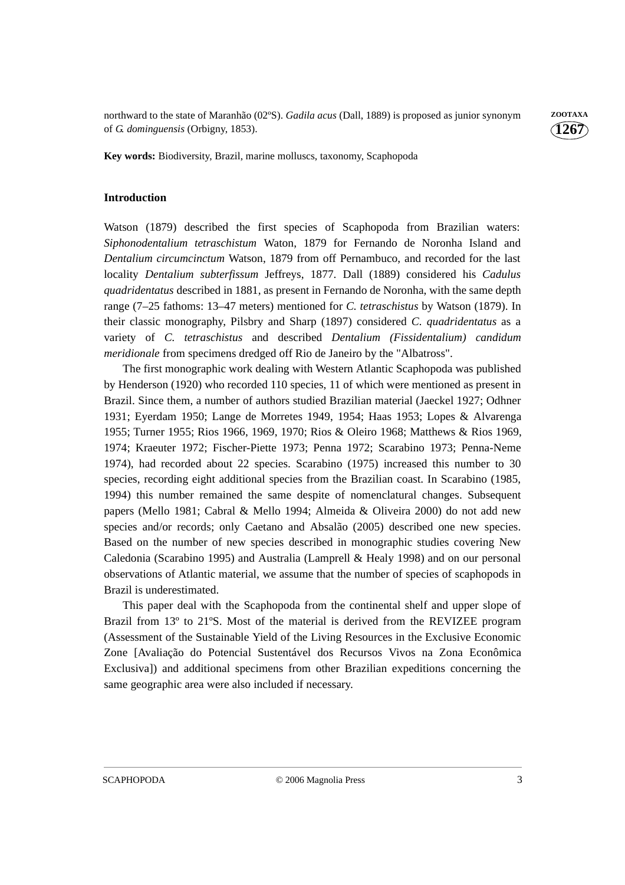northward to the state of Maranhão (02ºS). *Gadila acus* (Dall, 1889) is proposed as junior synonym of *G. dominguensis* (Orbigny, 1853).

**Key words:** Biodiversity, Brazil, marine molluscs, taxonomy, Scaphopoda

## Introduction

Watson (1879) described the first species of Scaphopoda from Brazilian waters: *Siphonodentalium tetraschistum* Waton, 1879 for Fernando de Noronha Island and *Dentalium circumcinctum* Watson, 1879 from off Pernambuco, and recorded for the last locality *Dentalium subterfissum* Jeffreys, 1877. Dall (1889) considered his *Cadulus quadridentatus* described in 1881, as present in Fernando de Noronha, with the same depth range (7–25 fathoms: 13–47 meters) mentioned for *C. tetraschistus* by Watson (1879). In their classic monography, Pilsbry and Sharp (1897) considered *C. quadridentatus* as a variety of *C. tetraschistus* and described *Dentalium (Fissidentalium) candidum meridionale* from specimens dredged off Rio de Janeiro by the "Albatross".

The first monographic work dealing with Western Atlantic Scaphopoda was published by Henderson (1920) who recorded 110 species, 11 of which were mentioned as present in Brazil. Since them, a number of authors studied Brazilian material (Jaeckel 1927; Odhner 1931; Eyerdam 1950; Lange de Morretes 1949, 1954; Haas 1953; Lopes & Alvarenga 1955; Turner 1955; Rios 1966, 1969, 1970; Rios & Oleiro 1968; Matthews & Rios 1969, 1974; Kraeuter 1972; Fischer-Piette 1973; Penna 1972; Scarabino 1973; Penna-Neme 1974), had recorded about 22 species. Scarabino (1975) increased this number to 30 species, recording eight additional species from the Brazilian coast. In Scarabino (1985, 1994) this number remained the same despite of nomenclatural changes. Subsequent papers (Mello 1981; Cabral & Mello 1994; Almeida & Oliveira 2000) do not add new species and/or records; only Caetano and Absalão (2005) described one new species. Based on the number of new species described in monographic studies covering New Caledonia (Scarabino 1995) and Australia (Lamprell & Healy 1998) and on our personal observations of Atlantic material, we assume that the number of species of scaphopods in Brazil is underestimated.

This paper deal with the Scaphopoda from the continental shelf and upper slope of Brazil from 13º to 21ºS. Most of the material is derived from the REVIZEE program (Assessment of the Sustainable Yield of the Living Resources in the Exclusive Economic Zone [Avaliação do Potencial Sustentável dos Recursos Vivos na Zona Econômica Exclusiva]) and additional specimens from other Brazilian expeditions concerning the same geographic area were also included if necessary.